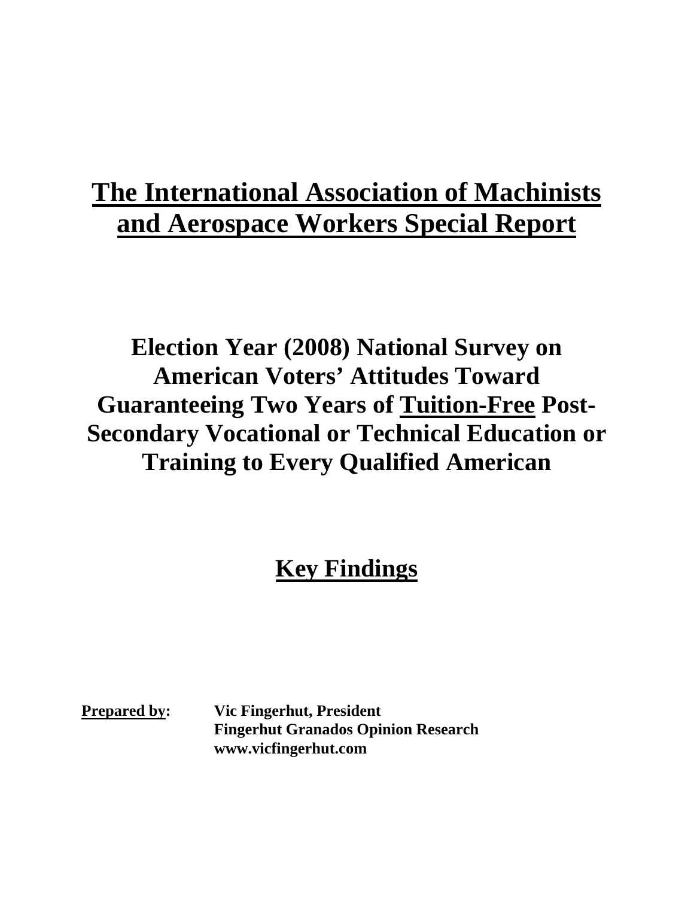# The International Association of Machinists and Aerospace Workers Special Report

## Election Year (2008) National Survey on American Voters' Attitudes Toward Guaranteeing Two Years of Tuition-Free Post-Secondary Vocational or Technical Education or Training to Every Qualified American

## Key Findings

**Prepared by:** **Vic Fingerhut, President**
**Fingerhut Granados Opinion Research**
**www.vicfingerhut.com**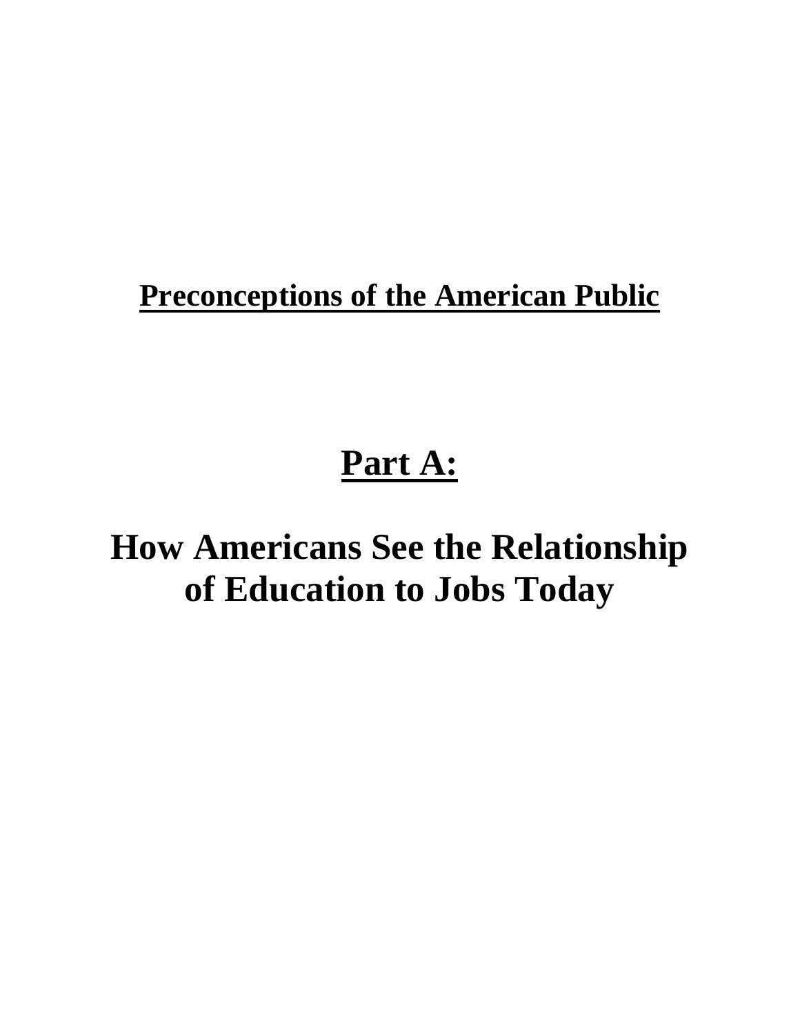## Preconceptions of the American Public

# Part A:

# How Americans See the Relationship of Education to Jobs Today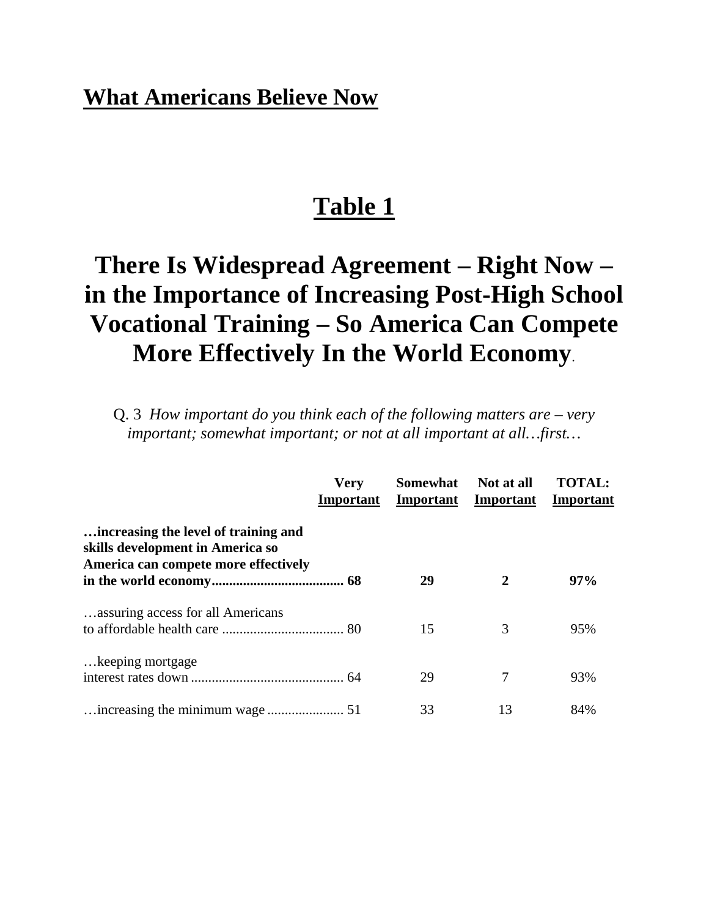## What Americans Believe Now

# Table 1

# There Is Widespread Agreement – Right Now – in the Importance of Increasing Post-High School Vocational Training – So America Can Compete More Effectively In the World Economy.

Q. 3 *How important do you think each of the following matters are – very important; somewhat important; or not at all important at all…first…*

| | Very Important | Somewhat Important | Not at all Important | TOTAL: Important |
|---|---|---|---|---|
| **…increasing the level of training and skills development in America so America can compete more effectively in the world economy** | **68** | **29** | **2** | **97%** |
| …assuring access for all Americans to affordable health care | 80 | 15 | 3 | 95% |
| …keeping mortgage interest rates down | 64 | 29 | 7 | 93% |
| …increasing the minimum wage | 51 | 33 | 13 | 84% |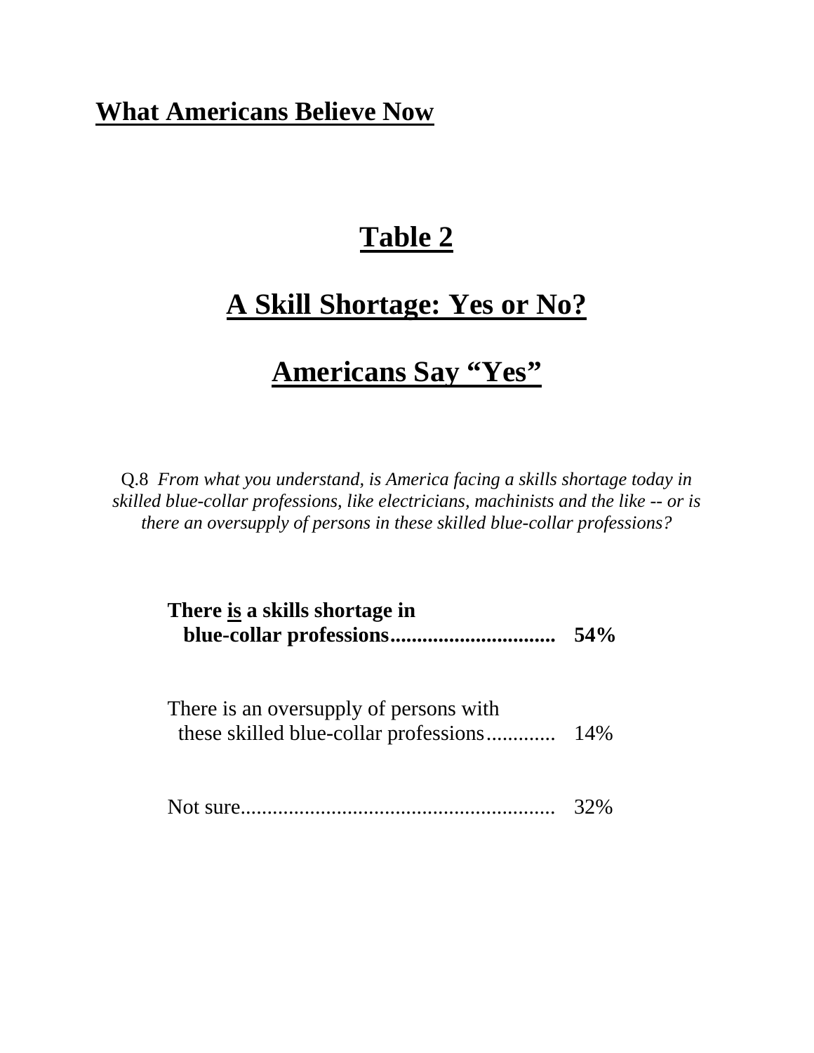**What Americans Believe Now**

# Table 2

## A Skill Shortage: Yes or No?

## Americans Say "Yes"

Q.8 *From what you understand, is America facing a skills shortage today in skilled blue-collar professions, like electricians, machinists and the like -- or is there an oversupply of persons in these skilled blue-collar professions?*

| Response | % |
|---|---|
| **There is a skills shortage in blue-collar professions** | **54%** |
| There is an oversupply of persons with these skilled blue-collar professions | 14% |
| Not sure | 32% |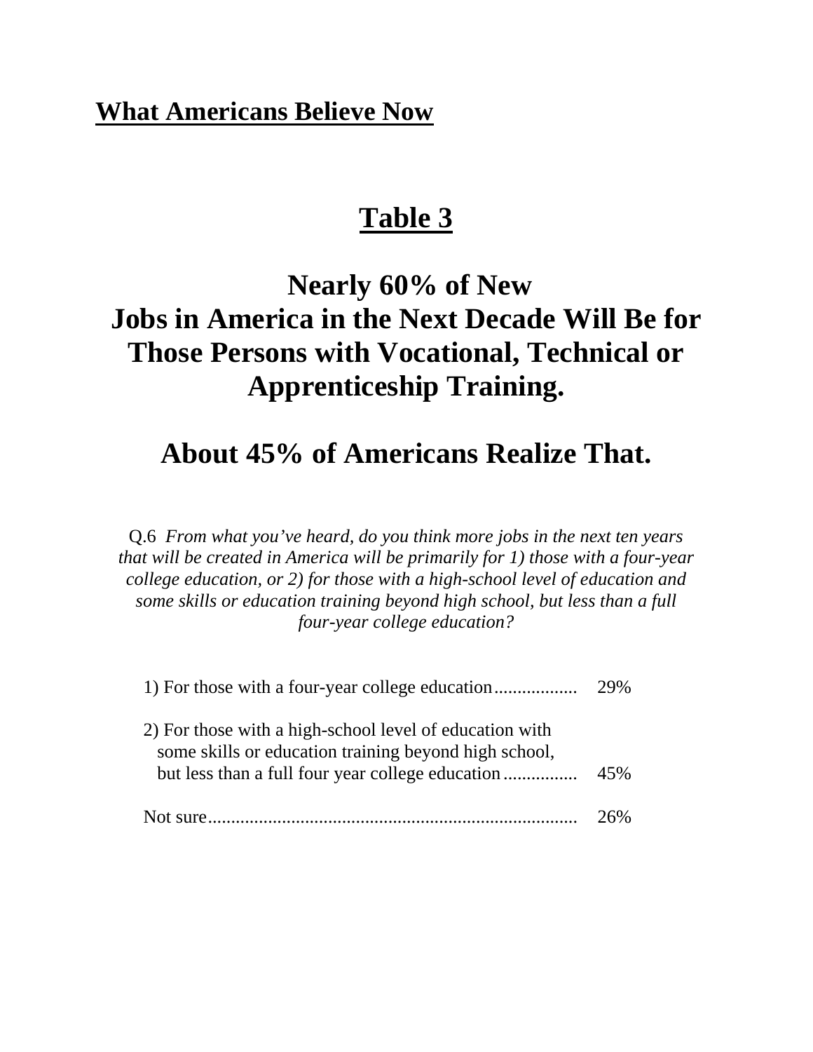**What Americans Believe Now**

# Table 3

## Nearly 60% of New Jobs in America in the Next Decade Will Be for Those Persons with Vocational, Technical or Apprenticeship Training.

## About 45% of Americans Realize That.

Q.6 *From what you've heard, do you think more jobs in the next ten years that will be created in America will be primarily for 1) those with a four-year college education, or 2) for those with a high-school level of education and some skills or education training beyond high school, but less than a full four-year college education?*

| Response | % |
|---|---|
| 1) For those with a four-year college education | 29% |
| 2) For those with a high-school level of education with some skills or education training beyond high school, but less than a full four year college education | 45% |
| Not sure | 26% |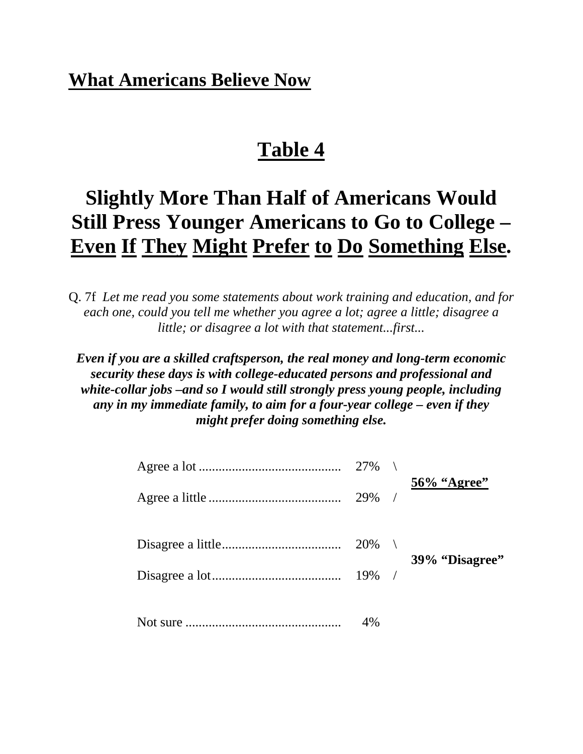## What Americans Believe Now

# Table 4

# Slightly More Than Half of Americans Would Still Press Younger Americans to Go to College – Even If They Might Prefer to Do Something Else.

Q. 7f *Let me read you some statements about work training and education, and for each one, could you tell me whether you agree a lot; agree a little; disagree a little; or disagree a lot with that statement...first...*

***Even if you are a skilled craftsperson, the real money and long-term economic security these days is with college-educated persons and professional and white-collar jobs –and so I would still strongly press young people, including any in my immediate family, to aim for a four-year college – even if they might prefer doing something else.***

| Response | % | Total |
|---|---|---|
| Agree a lot | 27% | **56% "Agree"** |
| Agree a little | 29% | |
| Disagree a little | 20% | **39% "Disagree"** |
| Disagree a lot | 19% | |
| Not sure | 4% | |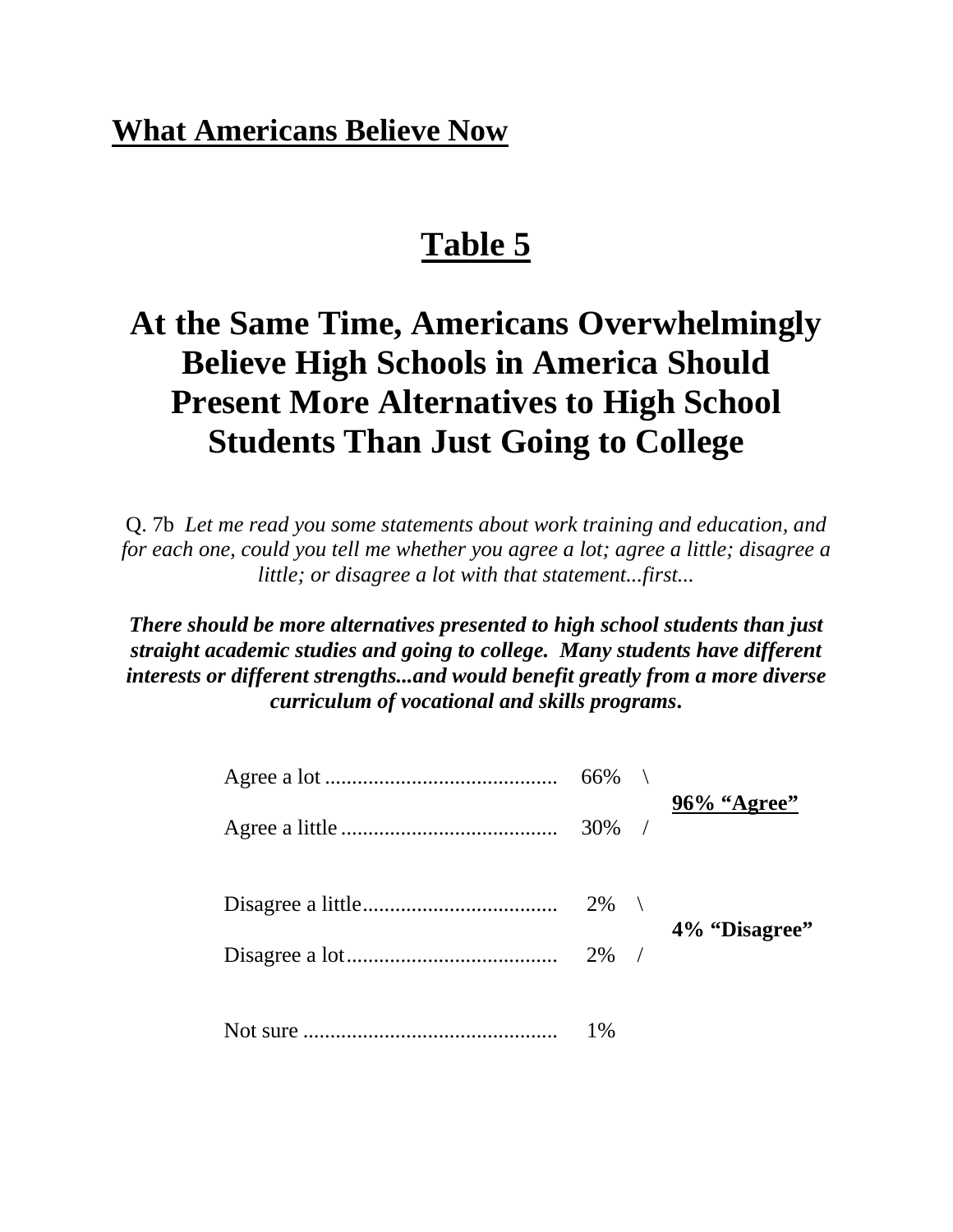## What Americans Believe Now

# Table 5

# At the Same Time, Americans Overwhelmingly Believe High Schools in America Should Present More Alternatives to High School Students Than Just Going to College

Q. 7b *Let me read you some statements about work training and education, and for each one, could you tell me whether you agree a lot; agree a little; disagree a little; or disagree a lot with that statement...first...*

***There should be more alternatives presented to high school students than just straight academic studies and going to college. Many students have different interests or different strengths...and would benefit greatly from a more diverse curriculum of vocational and skills programs.***

| Response | % | Total |
|---|---|---|
| Agree a lot | 66% | **96% "Agree"** |
| Agree a little | 30% | |
| Disagree a little | 2% | **4% "Disagree"** |
| Disagree a lot | 2% | |
| Not sure | 1% | |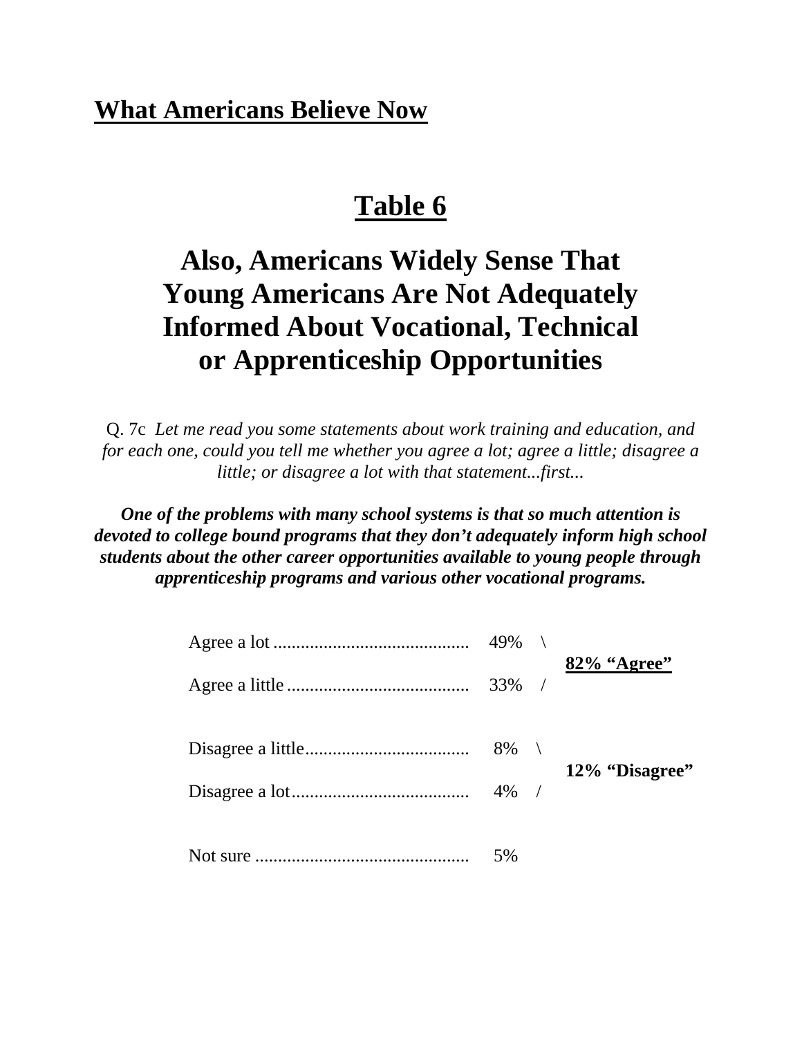## What Americans Believe Now

# Table 6

## Also, Americans Widely Sense That Young Americans Are Not Adequately Informed About Vocational, Technical or Apprenticeship Opportunities

Q. 7c *Let me read you some statements about work training and education, and for each one, could you tell me whether you agree a lot; agree a little; disagree a little; or disagree a lot with that statement...first...*

***One of the problems with many school systems is that so much attention is devoted to college bound programs that they don't adequately inform high school students about the other career opportunities available to young people through apprenticeship programs and various other vocational programs.***

| Response | % | Total |
|---|---|---|
| Agree a lot | 49% | **82% "Agree"** |
| Agree a little | 33% | |
| Disagree a little | 8% | **12% "Disagree"** |
| Disagree a lot | 4% | |
| Not sure | 5% | |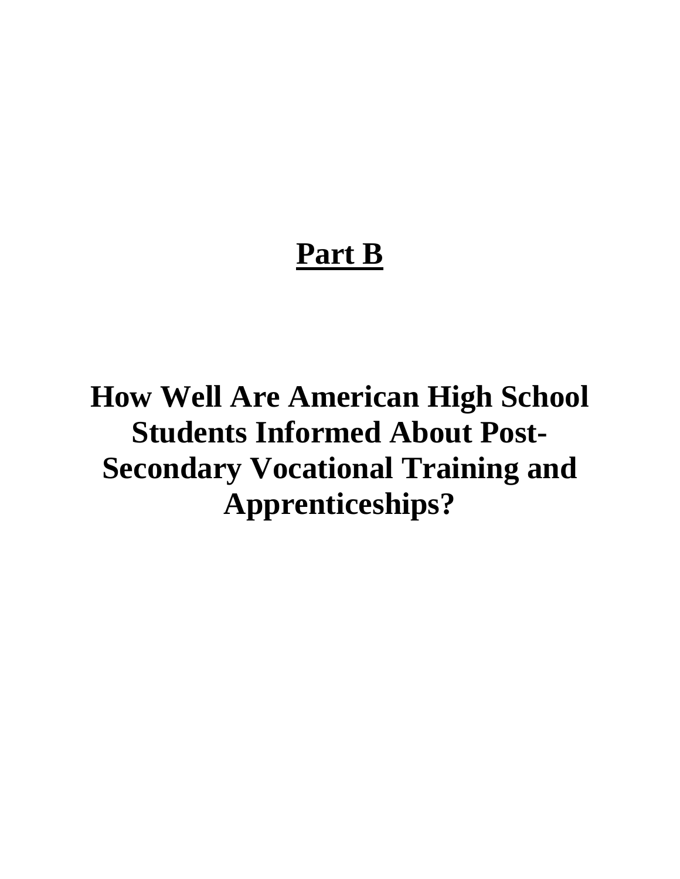# Part B

## How Well Are American High School Students Informed About Post-Secondary Vocational Training and Apprenticeships?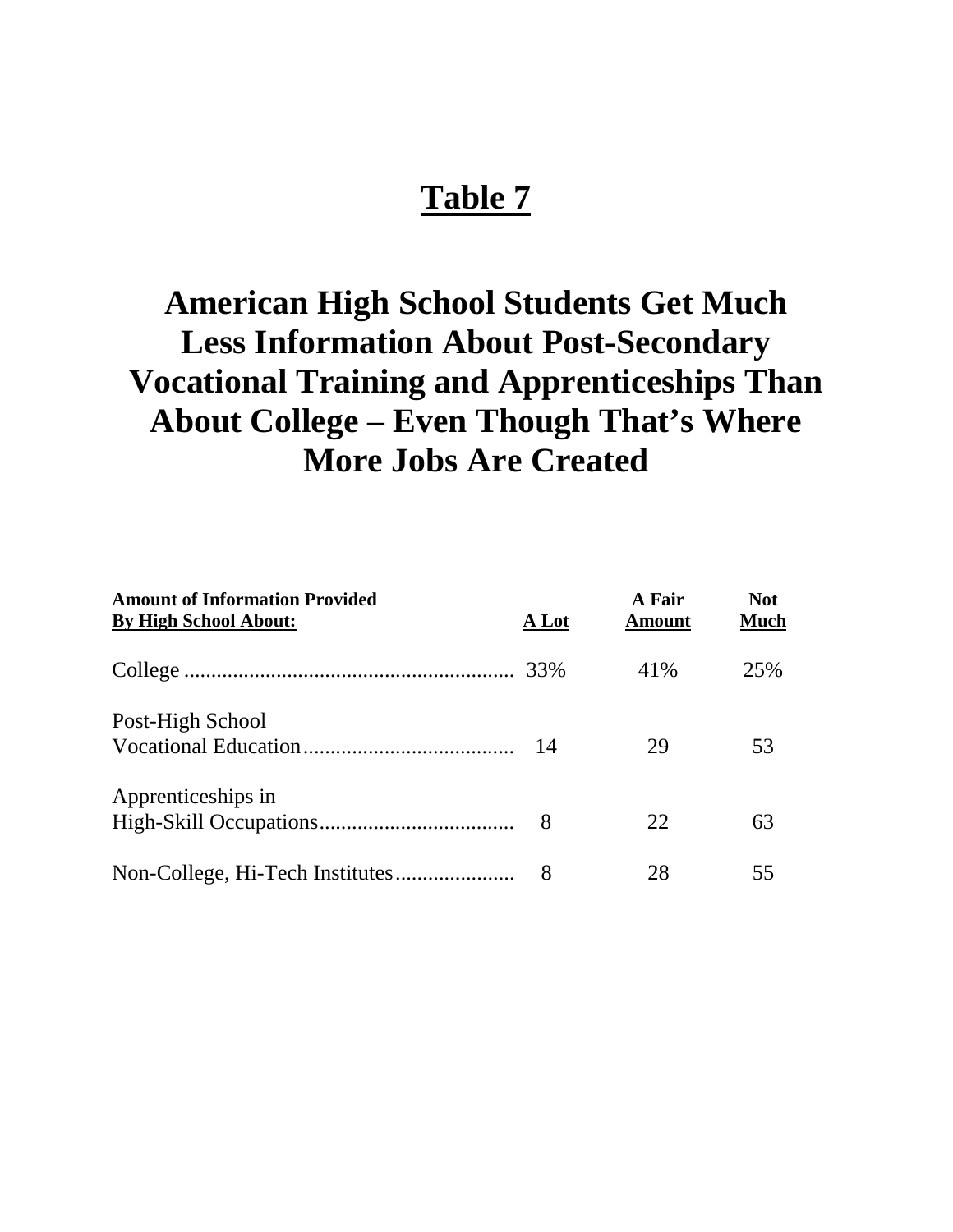# Table 7

## American High School Students Get Much Less Information About Post-Secondary Vocational Training and Apprenticeships Than About College – Even Though That's Where More Jobs Are Created

| Amount of Information Provided By High School About: | A Lot | A Fair Amount | Not Much |
|---|---|---|---|
| College | 33% | 41% | 25% |
| Post-High School Vocational Education | 14 | 29 | 53 |
| Apprenticeships in High-Skill Occupations | 8 | 22 | 63 |
| Non-College, Hi-Tech Institutes | 8 | 28 | 55 |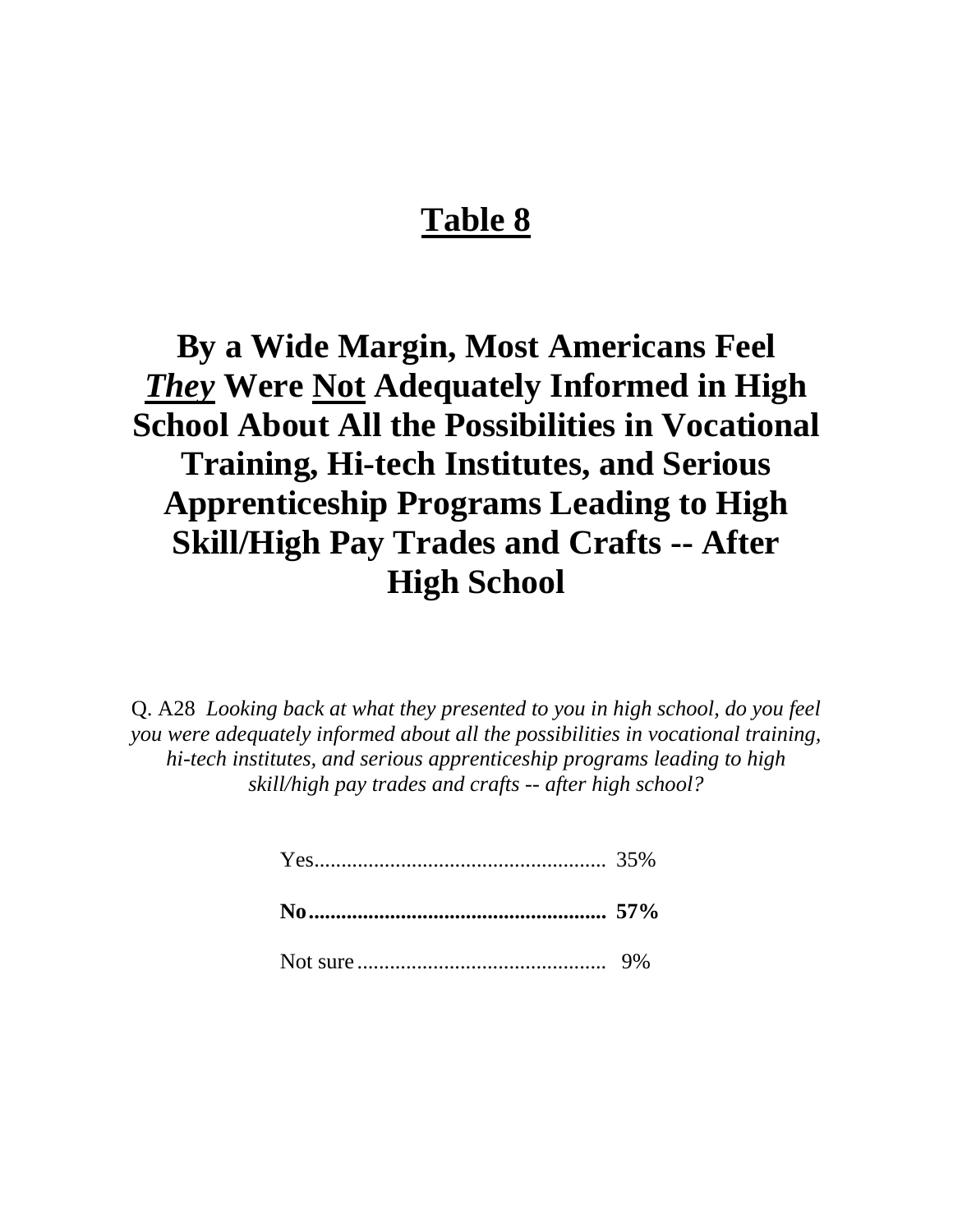# Table 8

## By a Wide Margin, Most Americans Feel ***They*** Were Not Adequately Informed in High School About All the Possibilities in Vocational Training, Hi-tech Institutes, and Serious Apprenticeship Programs Leading to High Skill/High Pay Trades and Crafts -- After High School

Q. A28 *Looking back at what they presented to you in high school, do you feel you were adequately informed about all the possibilities in vocational training, hi-tech institutes, and serious apprenticeship programs leading to high skill/high pay trades and crafts -- after high school?*

| | |
|---|---|
| Yes | 35% |
| **No** | **57%** |
| Not sure | 9% |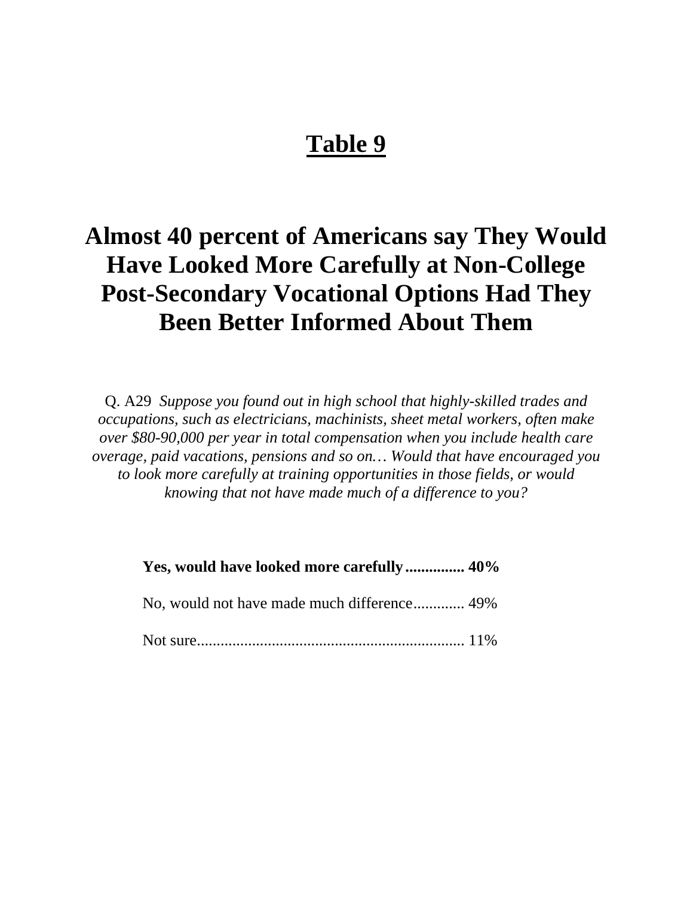# Table 9

## Almost 40 percent of Americans say They Would Have Looked More Carefully at Non-College Post-Secondary Vocational Options Had They Been Better Informed About Them

Q. A29 *Suppose you found out in high school that highly-skilled trades and occupations, such as electricians, machinists, sheet metal workers, often make over $80-90,000 per year in total compensation when you include health care overage, paid vacations, pensions and so on… Would that have encouraged you to look more carefully at training opportunities in those fields, or would knowing that not have made much of a difference to you?*

**Yes, would have looked more carefully............... 40%**

No, would not have made much difference............. 49%

Not sure.................................................................... 11%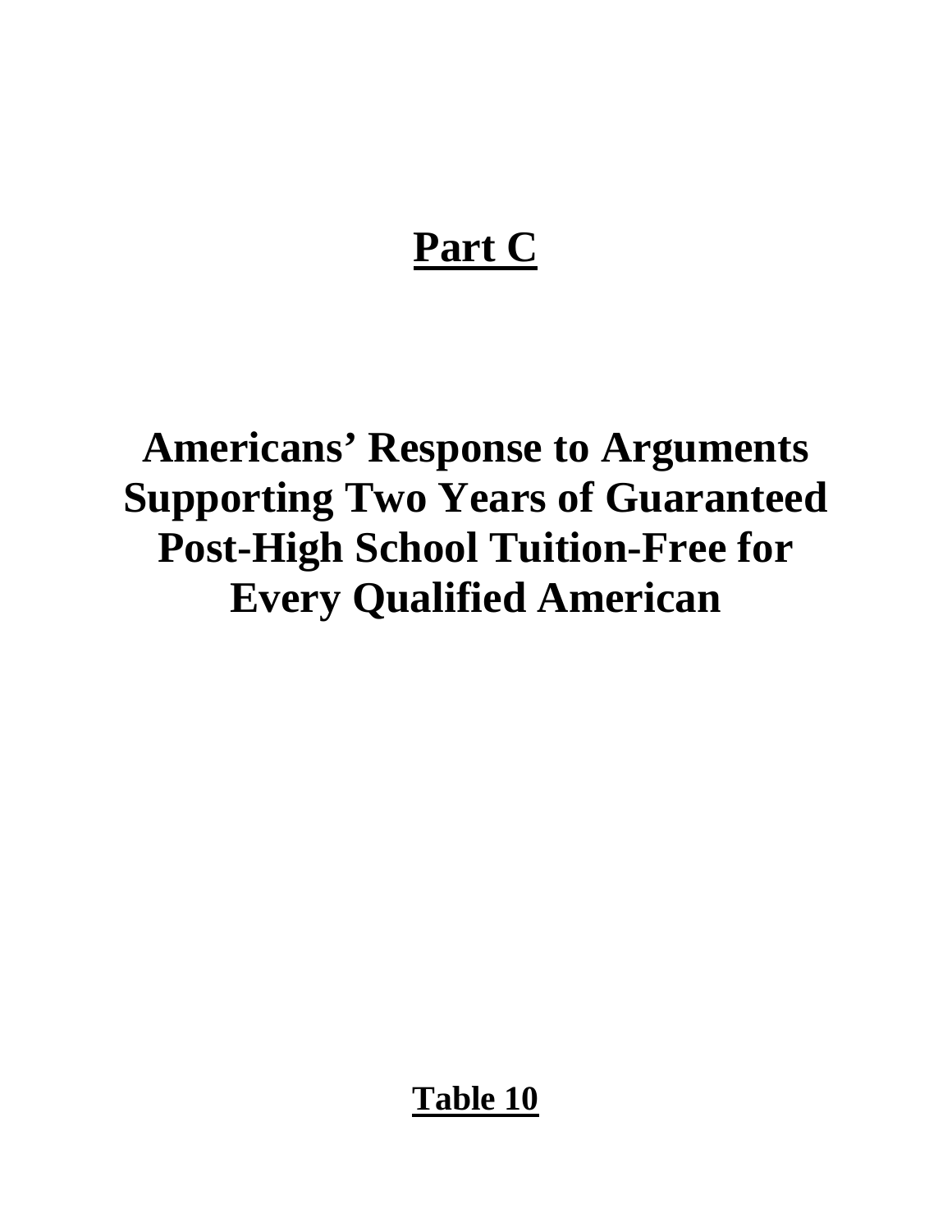# Part C

## Americans' Response to Arguments Supporting Two Years of Guaranteed Post-High School Tuition-Free for Every Qualified American

**Table 10**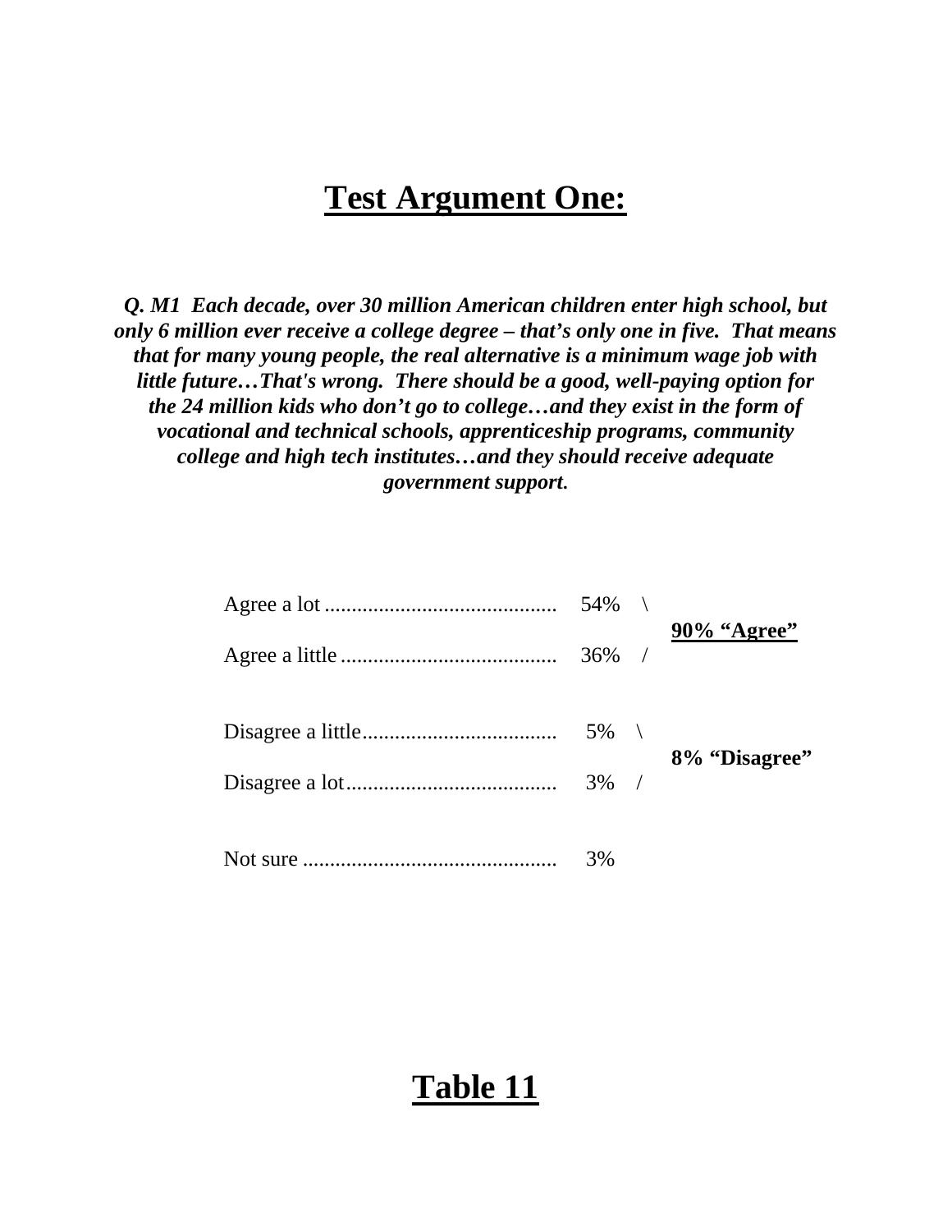# Test Argument One:

***Q. M1 Each decade, over 30 million American children enter high school, but only 6 million ever receive a college degree – that's only one in five. That means that for many young people, the real alternative is a minimum wage job with little future…That's wrong. There should be a good, well-paying option for the 24 million kids who don't go to college…and they exist in the form of vocational and technical schools, apprenticeship programs, community college and high tech institutes…and they should receive adequate government support.***

| Response | % | Total |
|---|---|---|
| Agree a lot | 54% | **90% "Agree"** |
| Agree a little | 36% | |
| Disagree a little | 5% | **8% "Disagree"** |
| Disagree a lot | 3% | |
| Not sure | 3% | |

# Table 11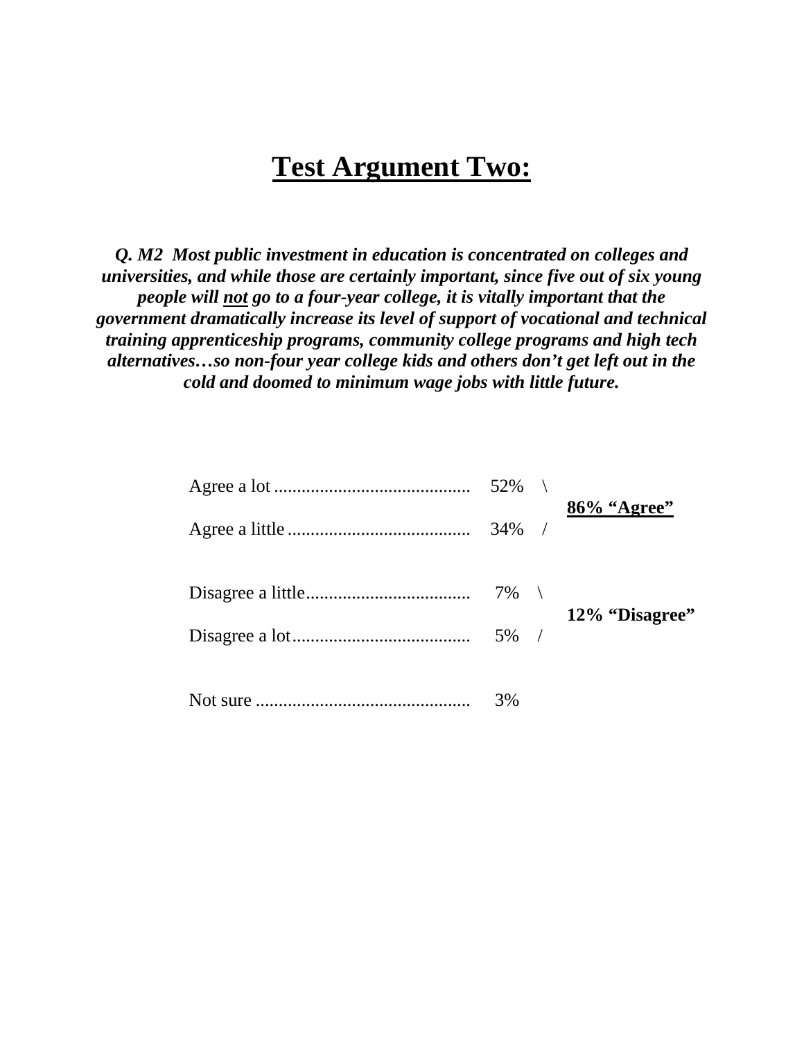# Test Argument Two:

***Q. M2 Most public investment in education is concentrated on colleges and universities, and while those are certainly important, since five out of six young people will <u>not</u> go to a four-year college, it is vitally important that the government dramatically increase its level of support of vocational and technical training apprenticeship programs, community college programs and high tech alternatives…so non-four year college kids and others don't get left out in the cold and doomed to minimum wage jobs with little future.***

| Response | % | Total |
|---|---|---|
| Agree a lot | 52% | **86% "Agree"** |
| Agree a little | 34% | |
| Disagree a little | 7% | **12% "Disagree"** |
| Disagree a lot | 5% | |
| Not sure | 3% | |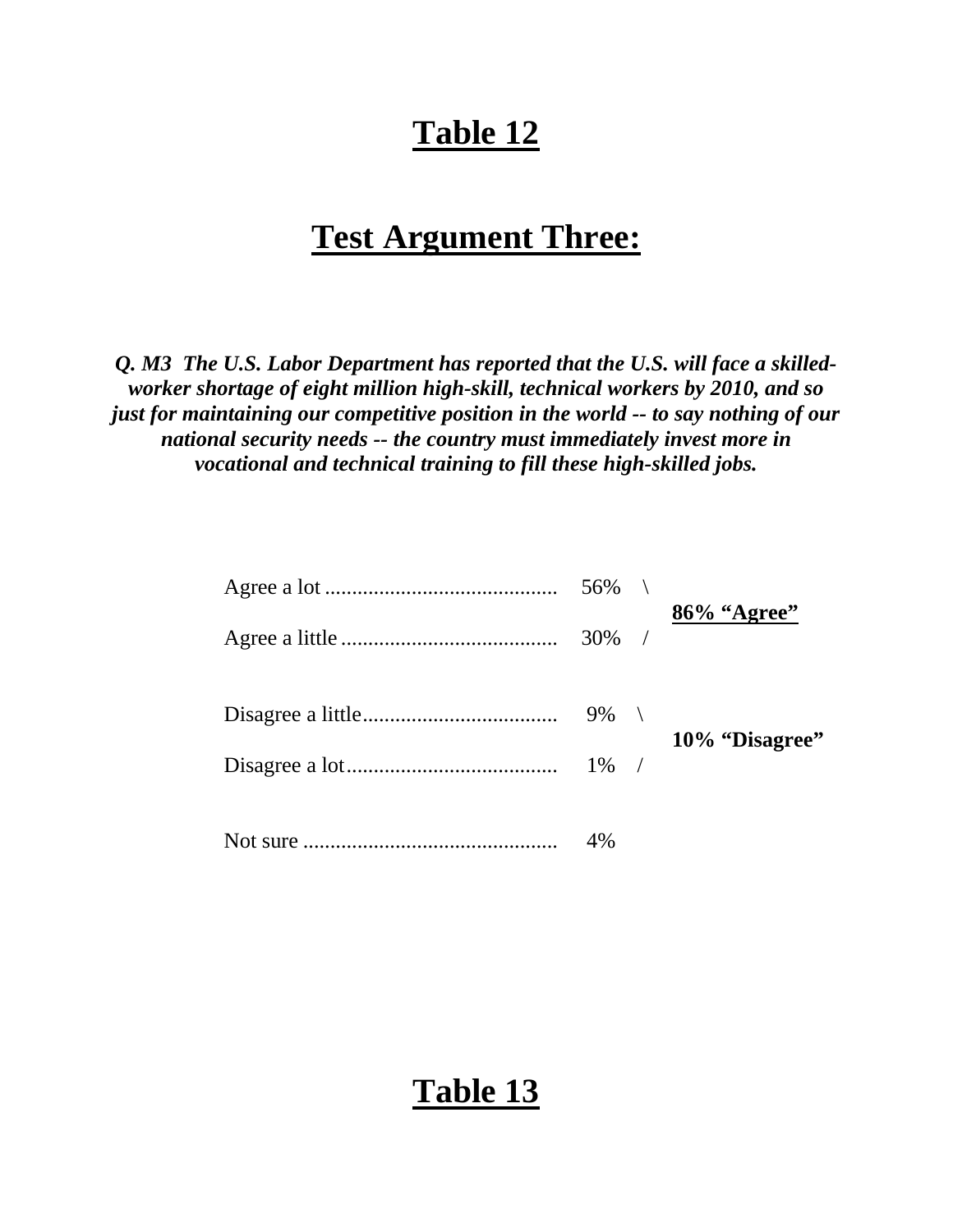# Table 12

## Test Argument Three:

***Q. M3 The U.S. Labor Department has reported that the U.S. will face a skilled-worker shortage of eight million high-skill, technical workers by 2010, and so just for maintaining our competitive position in the world -- to say nothing of our national security needs -- the country must immediately invest more in vocational and technical training to fill these high-skilled jobs.***

| Response | % | Combined |
|---|---|---|
| Agree a lot | 56% | **86% "Agree"** |
| Agree a little | 30% | |
| Disagree a little | 9% | **10% "Disagree"** |
| Disagree a lot | 1% | |
| Not sure | 4% | |

# Table 13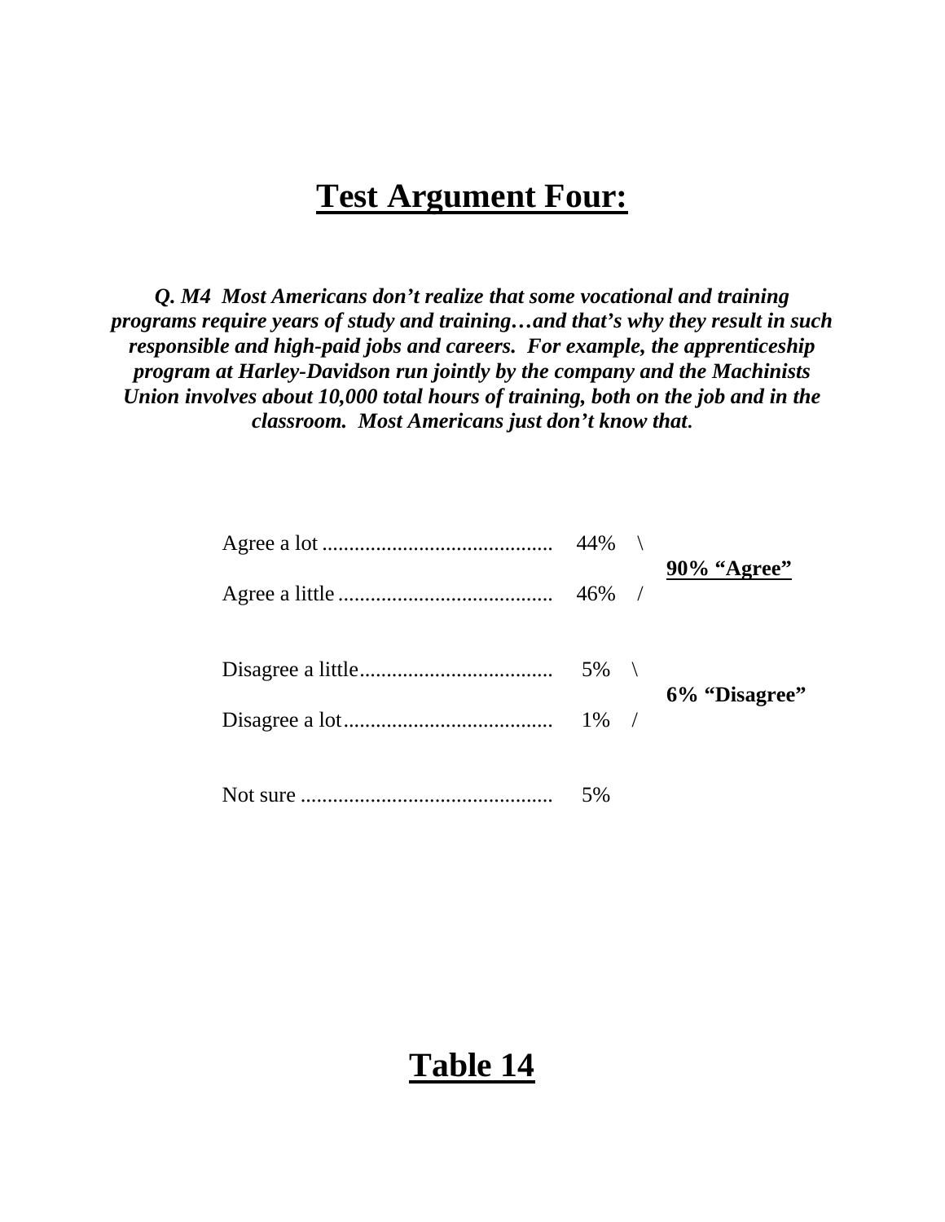# Test Argument Four:

***Q. M4 Most Americans don't realize that some vocational and training programs require years of study and training…and that's why they result in such responsible and high-paid jobs and careers. For example, the apprenticeship program at Harley-Davidson run jointly by the company and the Machinists Union involves about 10,000 total hours of training, both on the job and in the classroom. Most Americans just don't know that.***

| Response | Percent | Total |
|---|---|---|
| Agree a lot | 44% | **90% "Agree"** |
| Agree a little | 46% | |
| Disagree a little | 5% | **6% "Disagree"** |
| Disagree a lot | 1% | |
| Not sure | 5% | |

# Table 14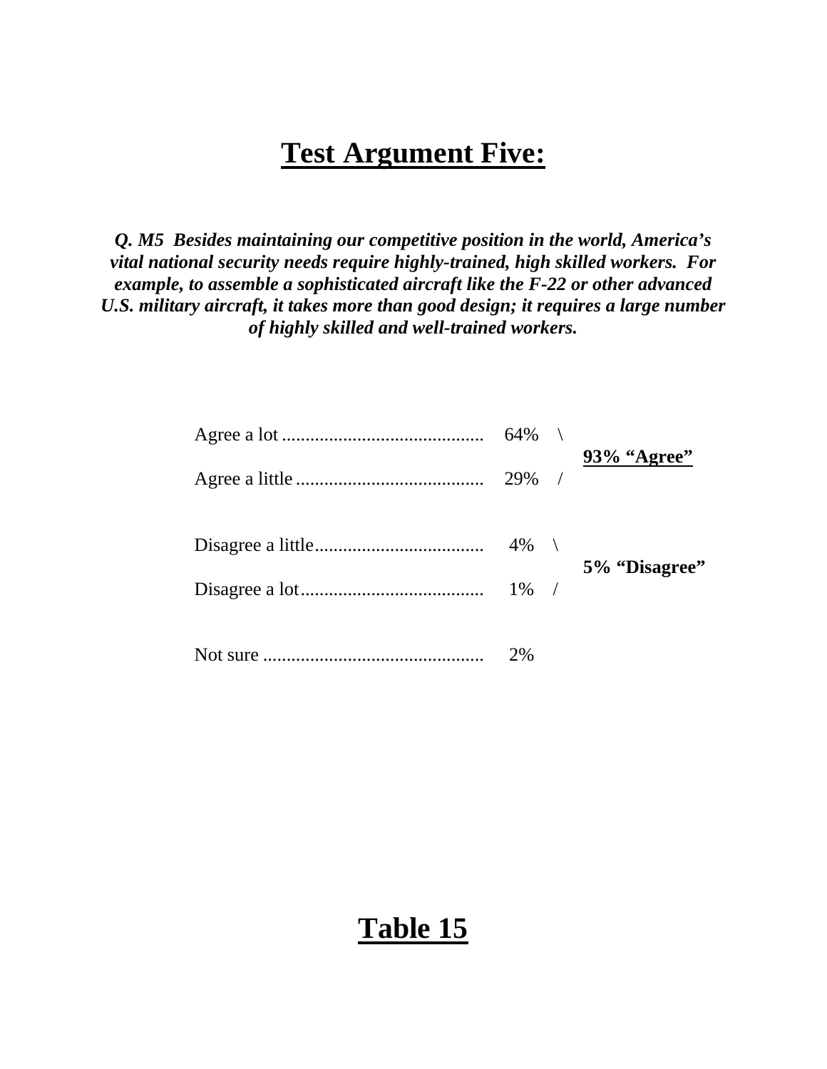# Test Argument Five:

***Q. M5 Besides maintaining our competitive position in the world, America's vital national security needs require highly-trained, high skilled workers. For example, to assemble a sophisticated aircraft like the F-22 or other advanced U.S. military aircraft, it takes more than good design; it requires a large number of highly skilled and well-trained workers.***

| Response | % | Combined |
|---|---|---|
| Agree a lot | 64% | **93% "Agree"** |
| Agree a little | 29% | |
| Disagree a little | 4% | **5% "Disagree"** |
| Disagree a lot | 1% | |
| Not sure | 2% | |

## Table 15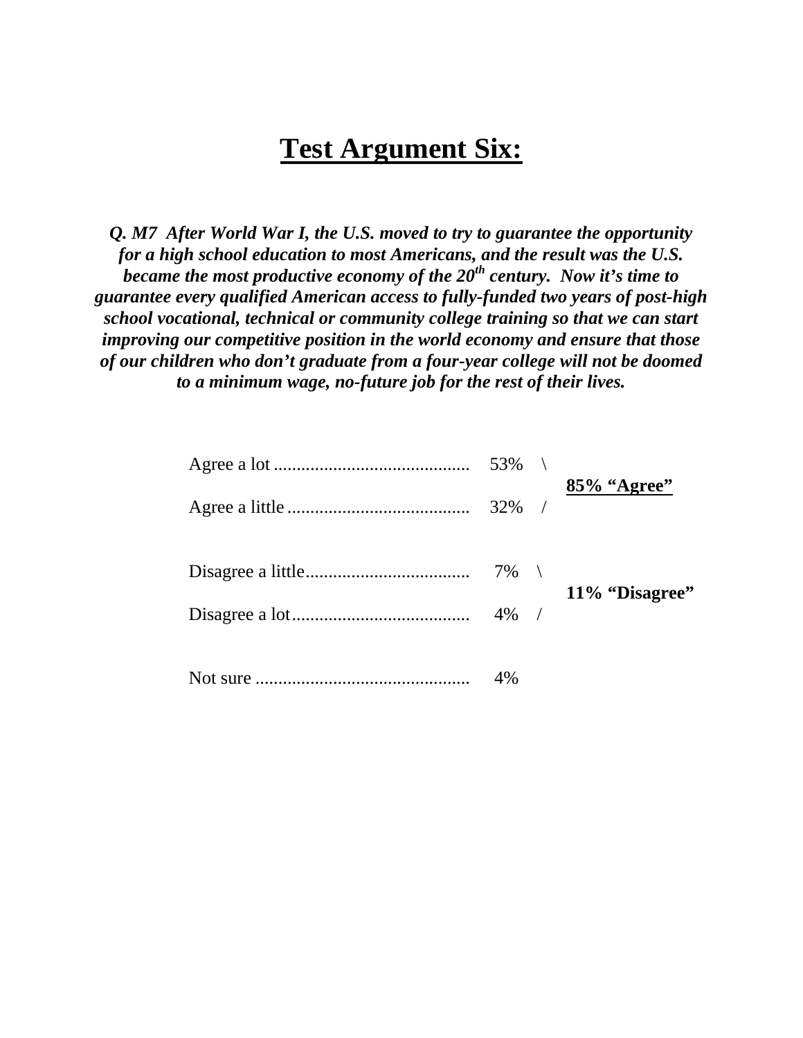# Test Argument Six:

***Q. M7 After World War I, the U.S. moved to try to guarantee the opportunity for a high school education to most Americans, and the result was the U.S. became the most productive economy of the 20th century. Now it's time to guarantee every qualified American access to fully-funded two years of post-high school vocational, technical or community college training so that we can start improving our competitive position in the world economy and ensure that those of our children who don't graduate from a four-year college will not be doomed to a minimum wage, no-future job for the rest of their lives.***

| Response | % | Total |
|---|---|---|
| Agree a lot | 53% | **85% "Agree"** |
| Agree a little | 32% | |
| Disagree a little | 7% | **11% "Disagree"** |
| Disagree a lot | 4% | |
| Not sure | 4% | |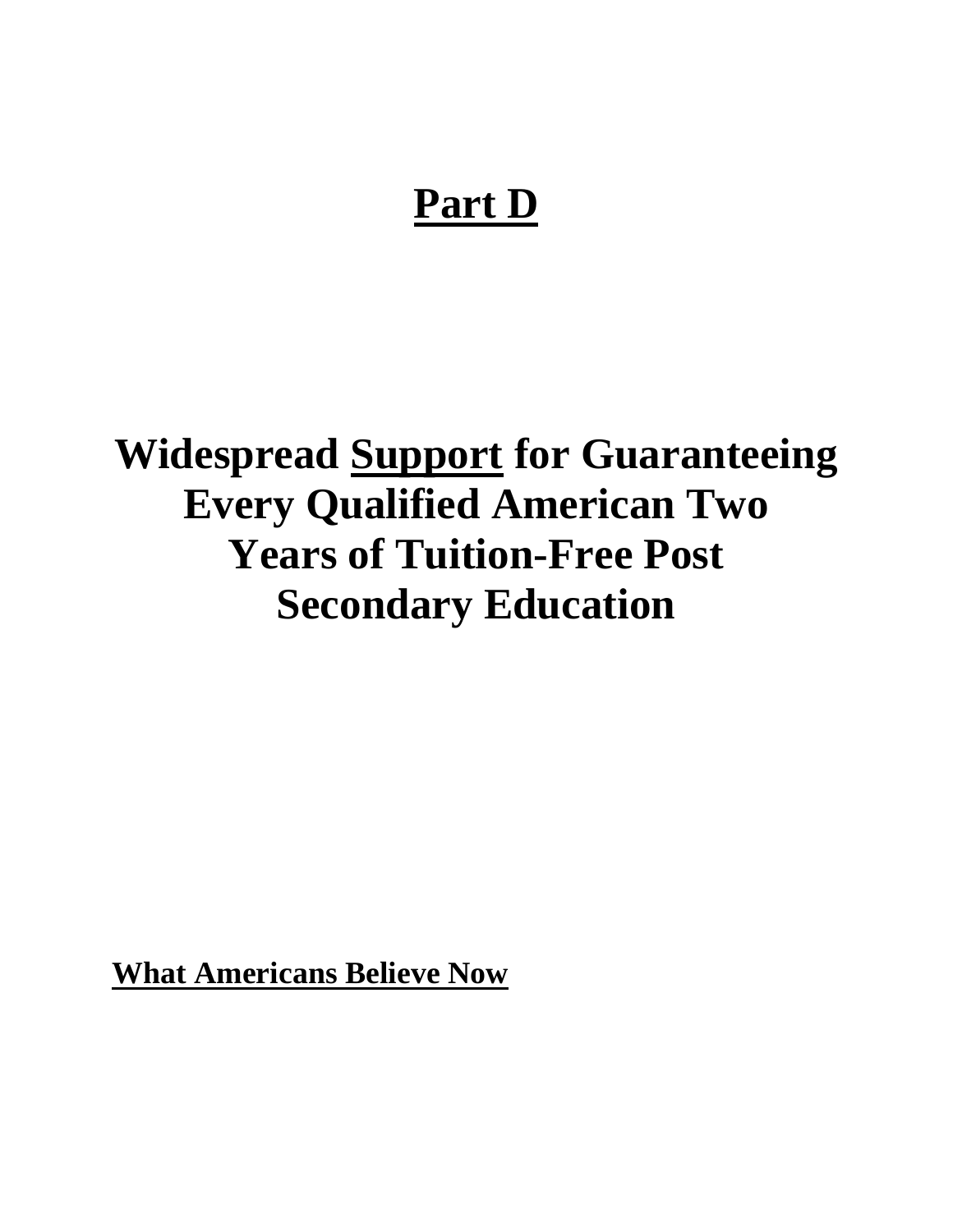# Part D

# Widespread Support for Guaranteeing Every Qualified American Two Years of Tuition-Free Post Secondary Education

**What Americans Believe Now**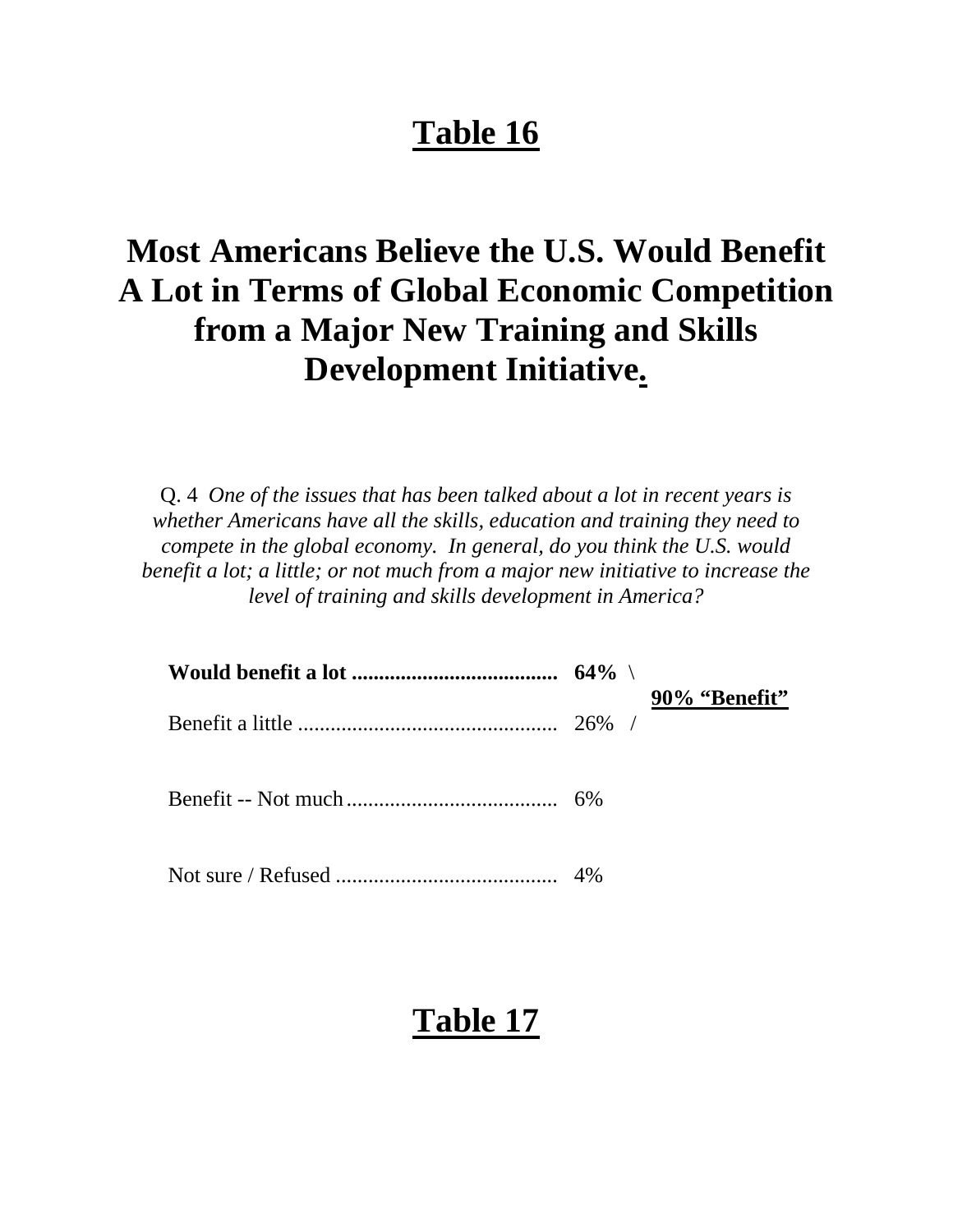# Table 16

## Most Americans Believe the U.S. Would Benefit A Lot in Terms of Global Economic Competition from a Major New Training and Skills Development Initiative.

Q. 4 *One of the issues that has been talked about a lot in recent years is whether Americans have all the skills, education and training they need to compete in the global economy. In general, do you think the U.S. would benefit a lot; a little; or not much from a major new initiative to increase the level of training and skills development in America?*

| Response | % | |
|---|---|---|
| **Would benefit a lot** | **64%** | **90% "Benefit"** |
| Benefit a little | 26% | |
| Benefit -- Not much | 6% | |
| Not sure / Refused | 4% | |

# Table 17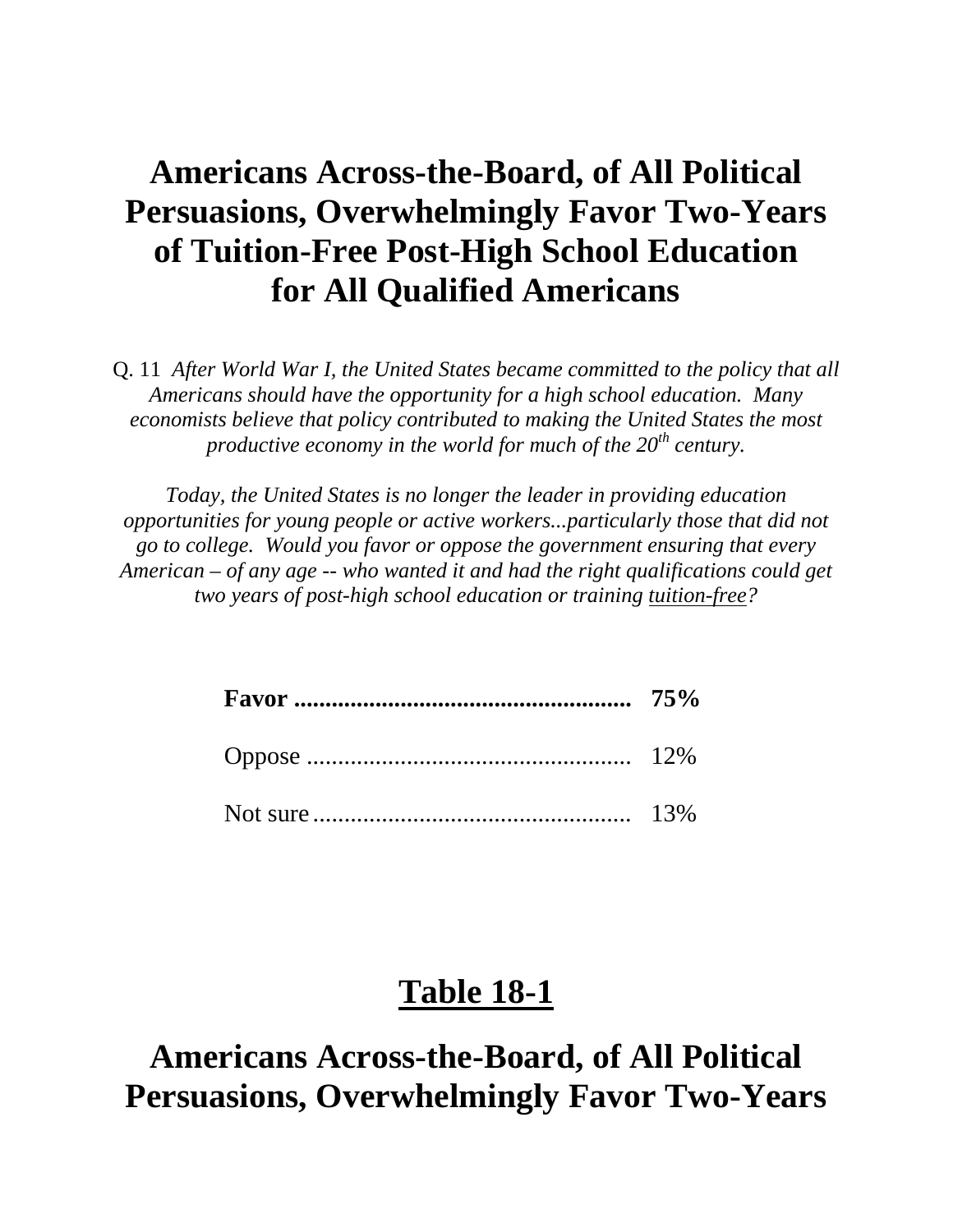# Americans Across-the-Board, of All Political Persuasions, Overwhelmingly Favor Two-Years of Tuition-Free Post-High School Education for All Qualified Americans

Q. 11 *After World War I, the United States became committed to the policy that all Americans should have the opportunity for a high school education. Many economists believe that policy contributed to making the United States the most productive economy in the world for much of the 20th century.*

*Today, the United States is no longer the leader in providing education opportunities for young people or active workers...particularly those that did not go to college. Would you favor or oppose the government ensuring that every American – of any age -- who wanted it and had the right qualifications could get two years of post-high school education or training tuition-free?*

| | |
|---|---|
| **Favor** | **75%** |
| Oppose | 12% |
| Not sure | 13% |

## Table 18-1

# Americans Across-the-Board, of All Political Persuasions, Overwhelmingly Favor Two-Years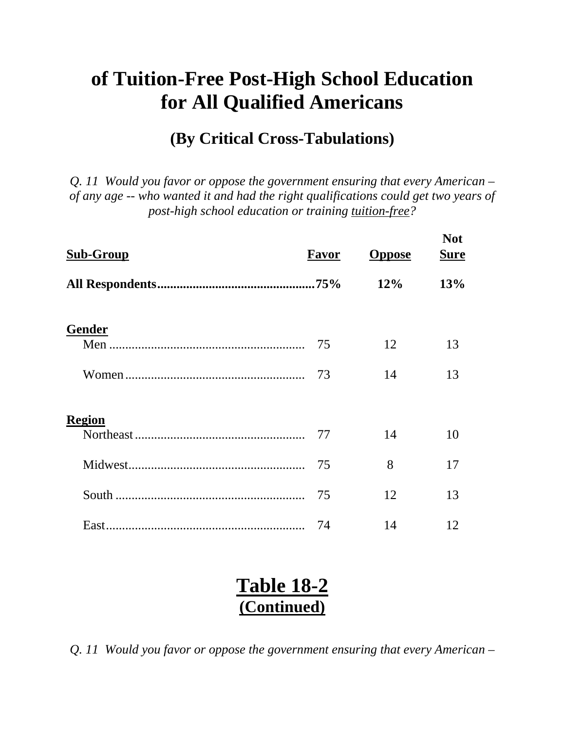# of Tuition-Free Post-High School Education for All Qualified Americans

## (By Critical Cross-Tabulations)

*Q. 11 Would you favor or oppose the government ensuring that every American – of any age -- who wanted it and had the right qualifications could get two years of post-high school education or training tuition-free?*

| Sub-Group | Favor | Oppose | Not Sure |
|---|---|---|---|
| **All Respondents** | **75%** | **12%** | **13%** |
| **Gender** | | | |
| Men | 75 | 12 | 13 |
| Women | 73 | 14 | 13 |
| **Region** | | | |
| Northeast | 77 | 14 | 10 |
| Midwest | 75 | 8 | 17 |
| South | 75 | 12 | 13 |
| East | 74 | 14 | 12 |

## Table 18-2
**(Continued)**

*Q. 11 Would you favor or oppose the government ensuring that every American –*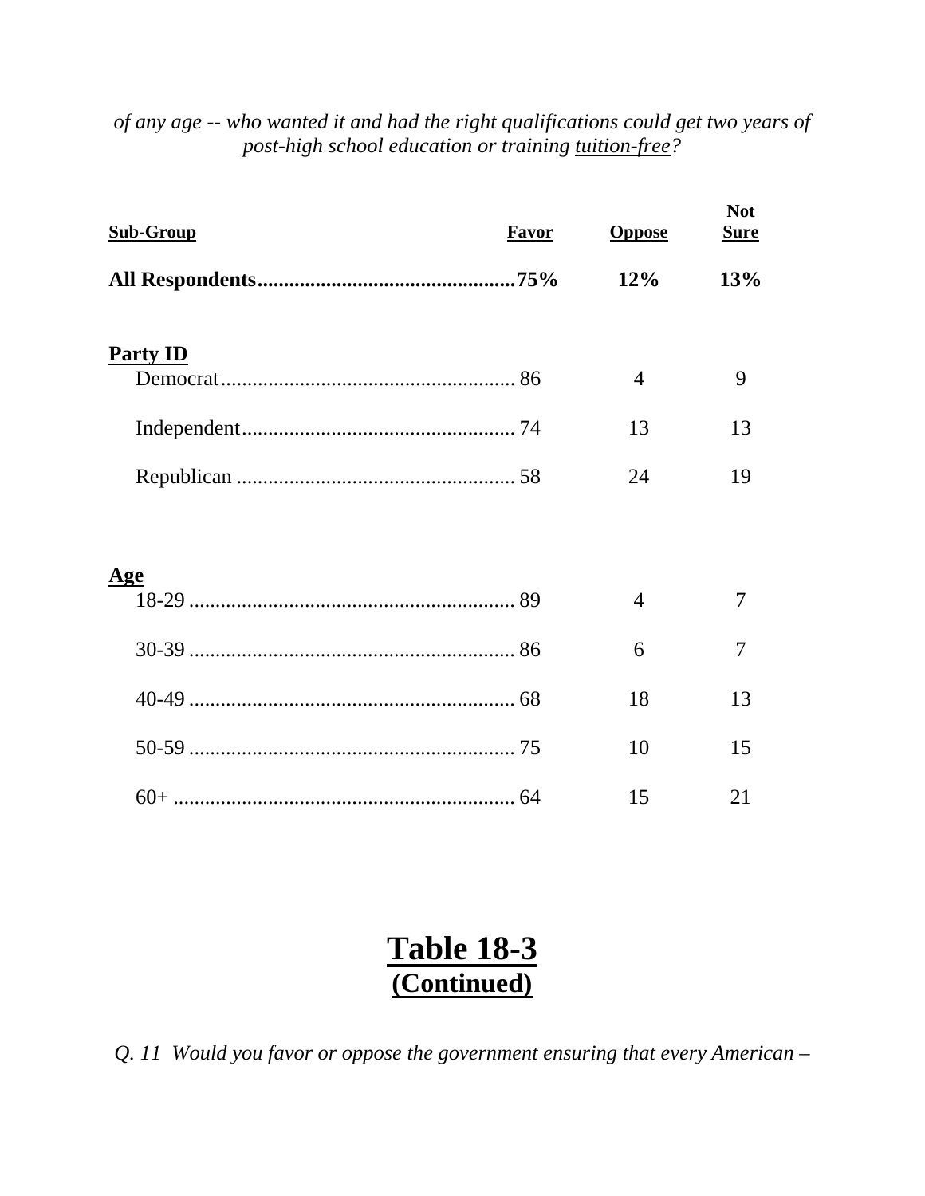*of any age -- who wanted it and had the right qualifications could get two years of post-high school education or training tuition-free?*

| Sub-Group | Favor | Oppose | Not Sure |
|---|---|---|---|
| **All Respondents** | **75%** | **12%** | **13%** |
| **Party ID** | | | |
| Democrat | 86 | 4 | 9 |
| Independent | 74 | 13 | 13 |
| Republican | 58 | 24 | 19 |
| **Age** | | | |
| 18-29 | 89 | 4 | 7 |
| 30-39 | 86 | 6 | 7 |
| 40-49 | 68 | 18 | 13 |
| 50-59 | 75 | 10 | 15 |
| 60+ | 64 | 15 | 21 |

# Table 18-3
## (Continued)

*Q. 11 Would you favor or oppose the government ensuring that every American –*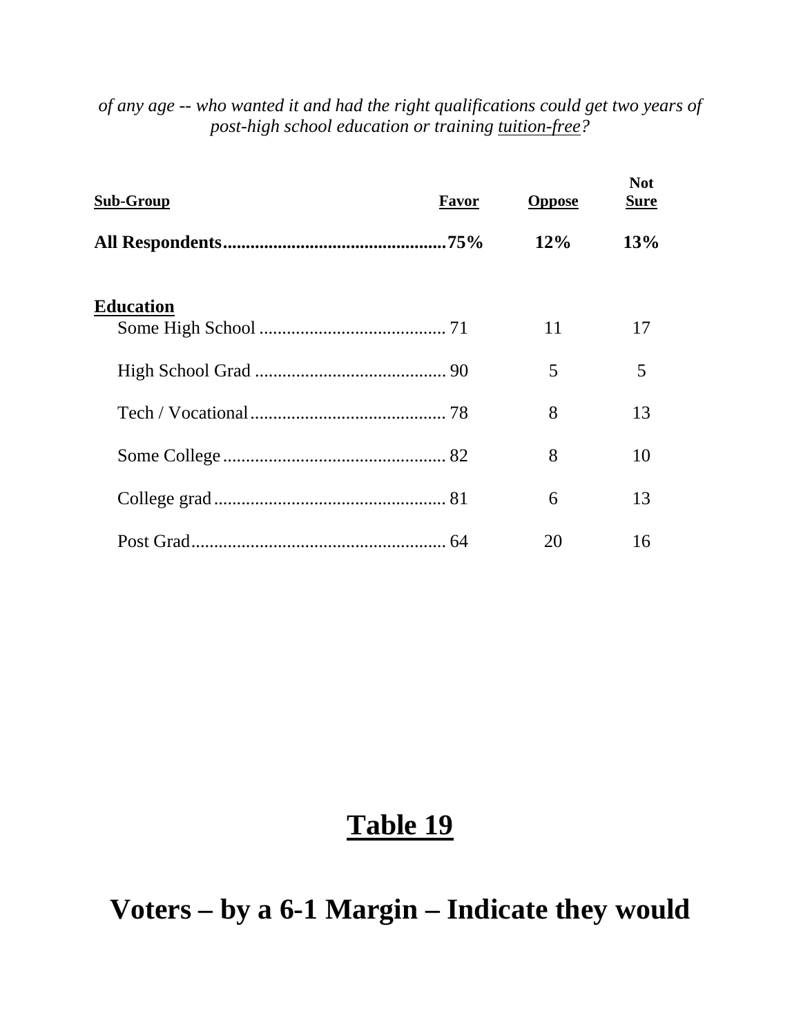*of any age -- who wanted it and had the right qualifications could get two years of post-high school education or training tuition-free?*

| Sub-Group | Favor | Oppose | Not Sure |
|---|---|---|---|
| **All Respondents** | **75%** | **12%** | **13%** |
| **Education** | | | |
| Some High School | 71 | 11 | 17 |
| High School Grad | 90 | 5 | 5 |
| Tech / Vocational | 78 | 8 | 13 |
| Some College | 82 | 8 | 10 |
| College grad | 81 | 6 | 13 |
| Post Grad | 64 | 20 | 16 |

# Table 19

# Voters – by a 6-1 Margin – Indicate they would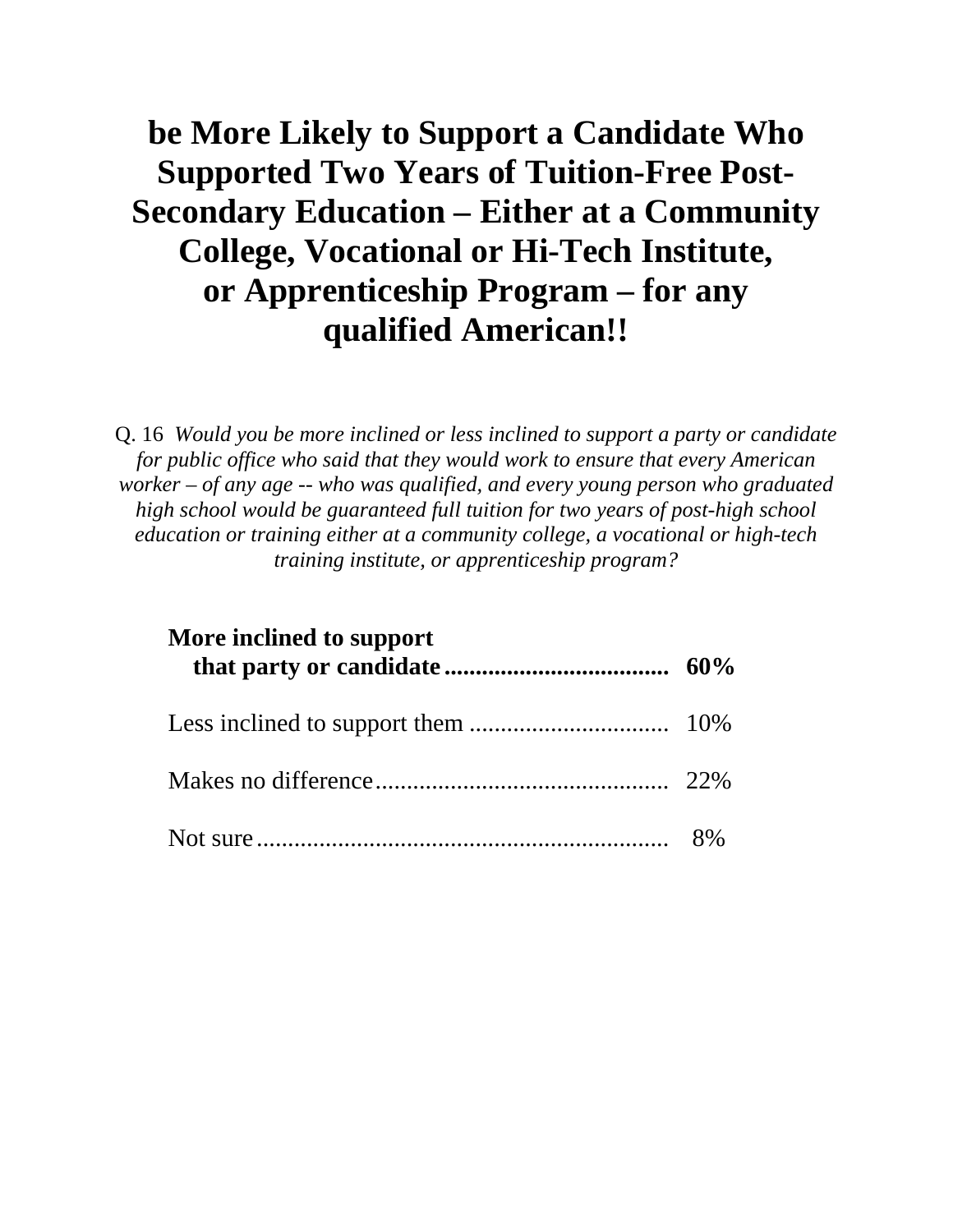# be More Likely to Support a Candidate Who Supported Two Years of Tuition-Free Post-Secondary Education – Either at a Community College, Vocational or Hi-Tech Institute, or Apprenticeship Program – for any qualified American!!

Q. 16 *Would you be more inclined or less inclined to support a party or candidate for public office who said that they would work to ensure that every American worker – of any age -- who was qualified, and every young person who graduated high school would be guaranteed full tuition for two years of post-high school education or training either at a community college, a vocational or high-tech training institute, or apprenticeship program?*

| | |
|---|---|
| **More inclined to support that party or candidate** | **60%** |
| Less inclined to support them | 10% |
| Makes no difference | 22% |
| Not sure | 8% |